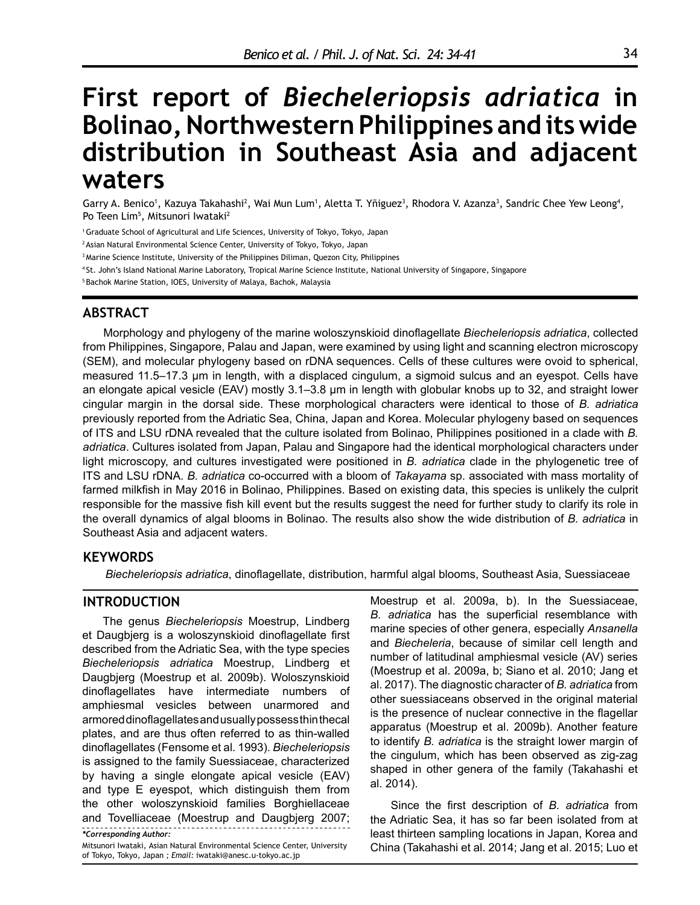# First report of *Biecheleriopsis adriatica* in Bolinao, Northwestern Philippines and its wide distribution in Southeast Asia and adjacent waters

Garry A. Benico[1], Kazuya Takahashi[2], Wai Mun Lum[1], Aletta T. Yñiguez[3], Rhodora V. Azanza[3], Sandric Chee Yew Leong[4], Po Teen Lim[5], Mitsunori Iwataki[2]

[1] Graduate School of Agricultural and Life Sciences, University of Tokyo, Tokyo, Japan

[2] Asian Natural Environmental Science Center, University of Tokyo, Tokyo, Japan

[3] Marine Science Institute, University of the Philippines Diliman, Quezon City, Philippines

[4] St. John's Island National Marine Laboratory, Tropical Marine Science Institute, National University of Singapore, Singapore

[5] Bachok Marine Station, IOES, University of Malaya, Bachok, Malaysia

## ABSTRACT

Morphology and phylogeny of the marine woloszynskioid dinoflagellate *Biecheleriopsis adriatica*, collected from Philippines, Singapore, Palau and Japan, were examined by using light and scanning electron microscopy (SEM), and molecular phylogeny based on rDNA sequences. Cells of these cultures were ovoid to spherical, measured 11.5–17.3 μm in length, with a displaced cingulum, a sigmoid sulcus and an eyespot. Cells have an elongate apical vesicle (EAV) mostly 3.1–3.8 μm in length with globular knobs up to 32, and straight lower cingular margin in the dorsal side. These morphological characters were identical to those of *B. adriatica* previously reported from the Adriatic Sea, China, Japan and Korea. Molecular phylogeny based on sequences of ITS and LSU rDNA revealed that the culture isolated from Bolinao, Philippines positioned in a clade with *B. adriatica*. Cultures isolated from Japan, Palau and Singapore had the identical morphological characters under light microscopy, and cultures investigated were positioned in *B. adriatica* clade in the phylogenetic tree of ITS and LSU rDNA. *B. adriatica* co-occurred with a bloom of *Takayama* sp. associated with mass mortality of farmed milkfish in May 2016 in Bolinao, Philippines. Based on existing data, this species is unlikely the culprit responsible for the massive fish kill event but the results suggest the need for further study to clarify its role in the overall dynamics of algal blooms in Bolinao. The results also show the wide distribution of *B. adriatica* in Southeast Asia and adjacent waters.

## KEYWORDS

*Biecheleriopsis adriatica*, dinoflagellate, distribution, harmful algal blooms, Southeast Asia, Suessiaceae

## INTRODUCTION

The genus *Biecheleriopsis* Moestrup, Lindberg et Daugbjerg is a woloszynskioid dinoflagellate first described from the Adriatic Sea, with the type species *Biecheleriopsis adriatica* Moestrup, Lindberg et Daugbjerg (Moestrup et al. 2009b). Woloszynskioid dinoflagellates have intermediate numbers of amphiesmal vesicles between unarmored and armored dinoflagellates and usually possess thin thecal plates, and are thus often referred to as thin-walled dinoflagellates (Fensome et al. 1993). *Biecheleriopsis* is assigned to the family Suessiaceae, characterized by having a single elongate apical vesicle (EAV) and type E eyespot, which distinguish them from the other woloszynskioid families Borghiellaceae and Tovelliaceae (Moestrup and Daugbjerg 2007; Moestrup et al. 2009a, b). In the Suessiaceae, *B. adriatica* has the superficial resemblance with marine species of other genera, especially *Ansanella* and *Biecheleria*, because of similar cell length and number of latitudinal amphiesmal vesicle (AV) series (Moestrup et al. 2009a, b; Siano et al. 2010; Jang et al. 2017). The diagnostic character of *B. adriatica* from other suessiaceans observed in the original material is the presence of nuclear connective in the flagellar apparatus (Moestrup et al. 2009b). Another feature to identify *B. adriatica* is the straight lower margin of the cingulum, which has been observed as zig-zag shaped in other genera of the family (Takahashi et al. 2014).

Since the first description of *B. adriatica* from the Adriatic Sea, it has so far been isolated from at least thirteen sampling locations in Japan, Korea and China (Takahashi et al. 2014; Jang et al. 2015; Luo et

*\*Corresponding Author:*
Mitsunori Iwataki, Asian Natural Environmental Science Center, University of Tokyo, Tokyo, Japan ; *Email:* iwataki@anesc.u-tokyo.ac.jp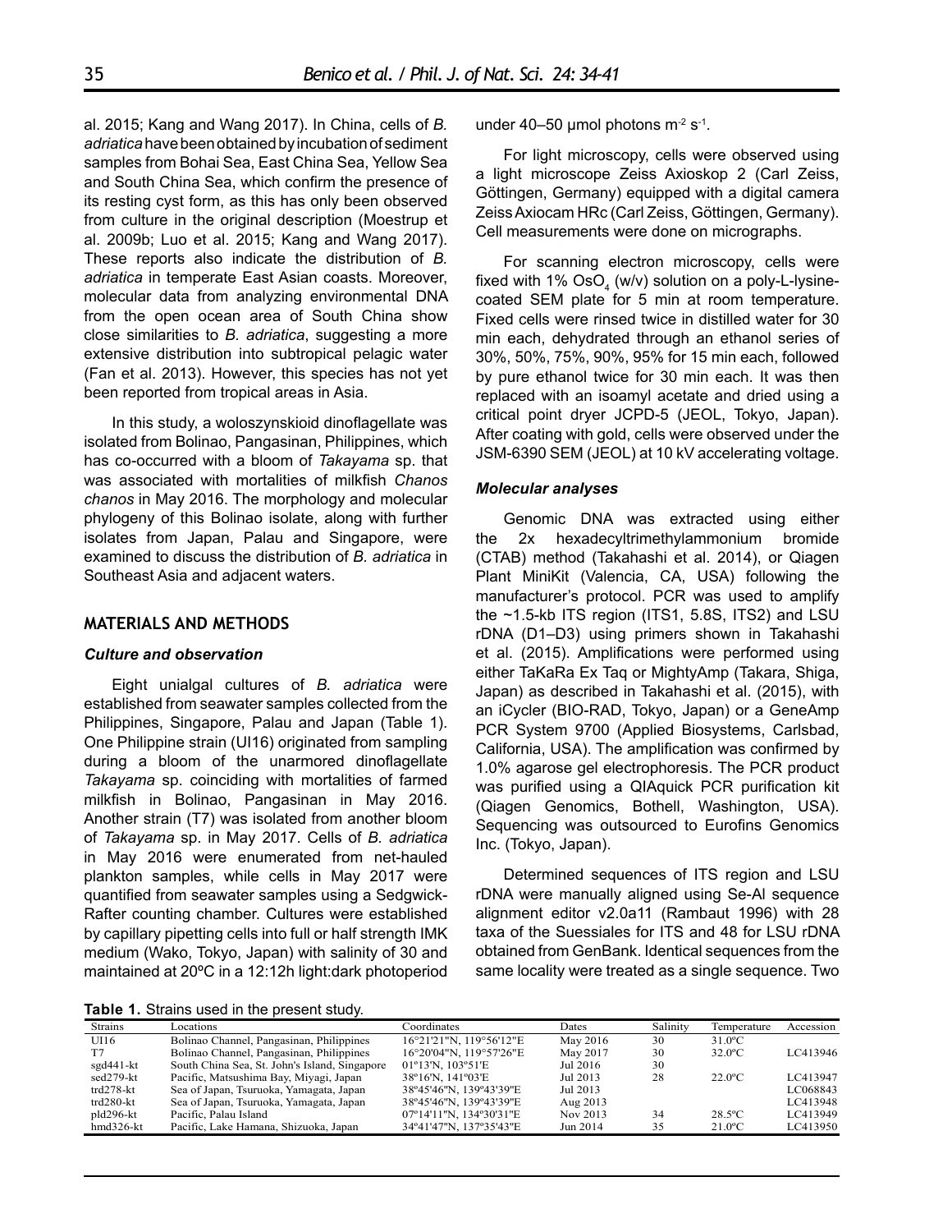al. 2015; Kang and Wang 2017). In China, cells of *B. adriatica* have been obtained by incubation of sediment samples from Bohai Sea, East China Sea, Yellow Sea and South China Sea, which confirm the presence of its resting cyst form, as this has only been observed from culture in the original description (Moestrup et al. 2009b; Luo et al. 2015; Kang and Wang 2017). These reports also indicate the distribution of *B. adriatica* in temperate East Asian coasts. Moreover, molecular data from analyzing environmental DNA from the open ocean area of South China show close similarities to *B. adriatica*, suggesting a more extensive distribution into subtropical pelagic water (Fan et al. 2013). However, this species has not yet been reported from tropical areas in Asia.

In this study, a woloszynskioid dinoflagellate was isolated from Bolinao, Pangasinan, Philippines, which has co-occurred with a bloom of *Takayama* sp. that was associated with mortalities of milkfish *Chanos chanos* in May 2016. The morphology and molecular phylogeny of this Bolinao isolate, along with further isolates from Japan, Palau and Singapore, were examined to discuss the distribution of *B. adriatica* in Southeast Asia and adjacent waters.

## MATERIALS AND METHODS

### *Culture and observation*

Eight unialgal cultures of *B. adriatica* were established from seawater samples collected from the Philippines, Singapore, Palau and Japan (Table 1). One Philippine strain (UI16) originated from sampling during a bloom of the unarmored dinoflagellate *Takayama* sp. coinciding with mortalities of farmed milkfish in Bolinao, Pangasinan in May 2016. Another strain (T7) was isolated from another bloom of *Takayama* sp. in May 2017. Cells of *B. adriatica* in May 2016 were enumerated from net-hauled plankton samples, while cells in May 2017 were quantified from seawater samples using a Sedgwick-Rafter counting chamber. Cultures were established by capillary pipetting cells into full or half strength IMK medium (Wako, Tokyo, Japan) with salinity of 30 and maintained at 20ºC in a 12:12h light:dark photoperiod under 40–50 μmol photons $m^{-2}$ $s^{-1}$.

For light microscopy, cells were observed using a light microscope Zeiss Axioskop 2 (Carl Zeiss, Göttingen, Germany) equipped with a digital camera Zeiss Axiocam HRc (Carl Zeiss, Göttingen, Germany). Cell measurements were done on micrographs.

For scanning electron microscopy, cells were fixed with 1% $OsO_4$ (w/v) solution on a poly-L-lysine-coated SEM plate for 5 min at room temperature. Fixed cells were rinsed twice in distilled water for 30 min each, dehydrated through an ethanol series of 30%, 50%, 75%, 90%, 95% for 15 min each, followed by pure ethanol twice for 30 min each. It was then replaced with an isoamyl acetate and dried using a critical point dryer JCPD-5 (JEOL, Tokyo, Japan). After coating with gold, cells were observed under the JSM-6390 SEM (JEOL) at 10 kV accelerating voltage.

### *Molecular analyses*

Genomic DNA was extracted using either the 2x hexadecyltrimethylammonium bromide (CTAB) method (Takahashi et al. 2014), or Qiagen Plant MiniKit (Valencia, CA, USA) following the manufacturer's protocol. PCR was used to amplify the ~1.5-kb ITS region (ITS1, 5.8S, ITS2) and LSU rDNA (D1–D3) using primers shown in Takahashi et al. (2015). Amplifications were performed using either TaKaRa Ex Taq or MightyAmp (Takara, Shiga, Japan) as described in Takahashi et al. (2015), with an iCycler (BIO-RAD, Tokyo, Japan) or a GeneAmp PCR System 9700 (Applied Biosystems, Carlsbad, California, USA). The amplification was confirmed by 1.0% agarose gel electrophoresis. The PCR product was purified using a QIAquick PCR purification kit (Qiagen Genomics, Bothell, Washington, USA). Sequencing was outsourced to Eurofins Genomics Inc. (Tokyo, Japan).

Determined sequences of ITS region and LSU rDNA were manually aligned using Se-Al sequence alignment editor v2.0a11 (Rambaut 1996) with 28 taxa of the Suessiales for ITS and 48 for LSU rDNA obtained from GenBank. Identical sequences from the same locality were treated as a single sequence. Two

**Table 1.** Strains used in the present study.

| Strains | Locations | Coordinates | Dates | Salinity | Temperature | Accession |
|---|---|---|---|---|---|---|
| UI16 | Bolinao Channel, Pangasinan, Philippines | 16°21'21"N, 119°56'12"E | May 2016 | 30 | 31.0ºC | |
| T7 | Bolinao Channel, Pangasinan, Philippines | 16°20'04"N, 119°57'26"E | May 2017 | 30 | 32.0ºC | LC413946 |
| sgd441-kt | South China Sea, St. John's Island, Singapore | 01º13'N, 103º51'E | Jul 2016 | 30 | | |
| sed279-kt | Pacific, Matsushima Bay, Miyagi, Japan | 38º16'N, 141º03'E | Jul 2013 | 28 | 22.0ºC | LC413947 |
| trd278-kt | Sea of Japan, Tsuruoka, Yamagata, Japan | 38º45'46"N, 139º43'39"E | Jul 2013 | | | LC068843 |
| trd280-kt | Sea of Japan, Tsuruoka, Yamagata, Japan | 38º45'46"N, 139º43'39"E | Aug 2013 | | | LC413948 |
| pld296-kt | Pacific, Palau Island | 07º14'11"N, 134º30'31"E | Nov 2013 | 34 | 28.5ºC | LC413949 |
| hmd326-kt | Pacific, Lake Hamana, Shizuoka, Japan | 34º41'47"N, 137º35'43"E | Jun 2014 | 35 | 21.0ºC | LC413950 |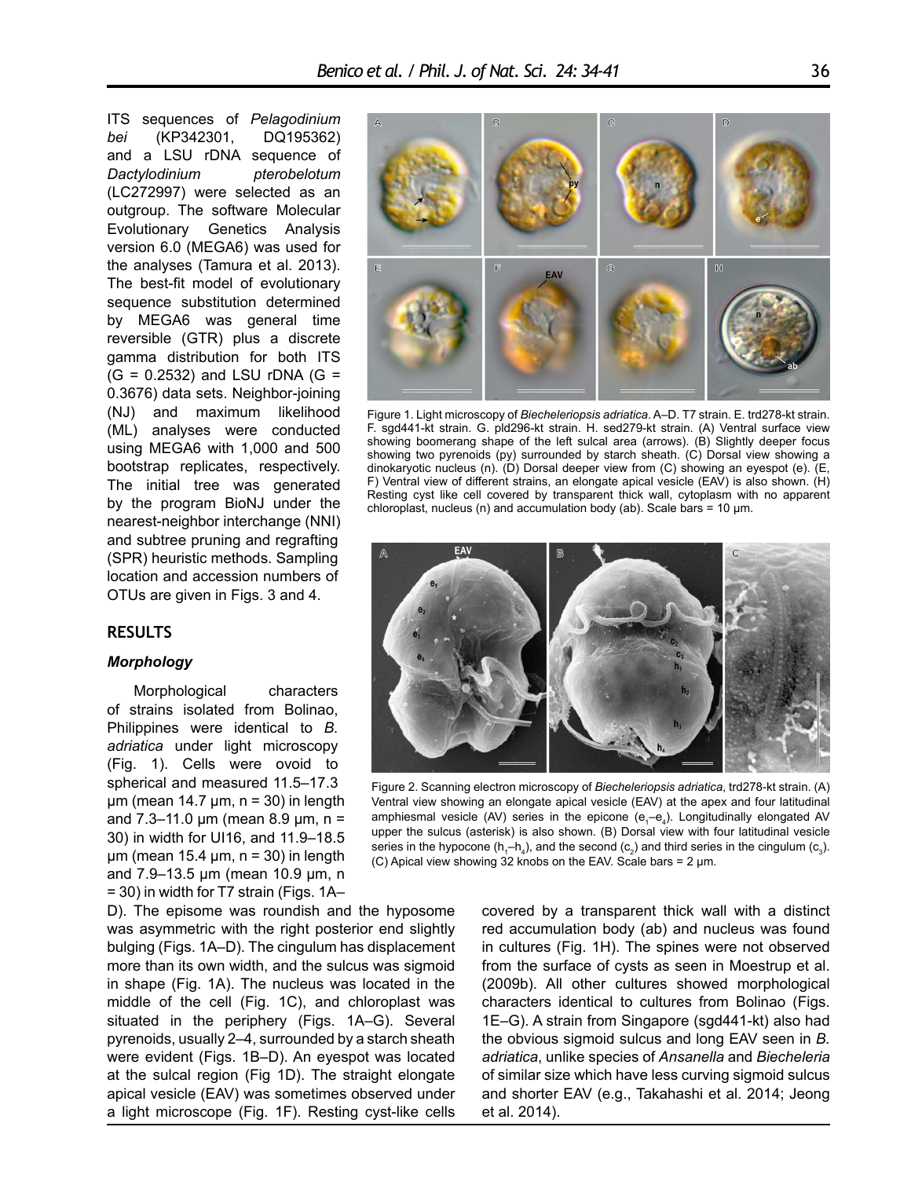ITS sequences of *Pelagodinium bei* (KP342301, DQ195362) and a LSU rDNA sequence of *Dactylodinium pterobelotum* (LC272997) were selected as an outgroup. The software Molecular Evolutionary Genetics Analysis version 6.0 (MEGA6) was used for the analyses (Tamura et al. 2013). The best-fit model of evolutionary sequence substitution determined by MEGA6 was general time reversible (GTR) plus a discrete gamma distribution for both ITS (G = 0.2532) and LSU rDNA (G = 0.3676) data sets. Neighbor-joining (NJ) and maximum likelihood (ML) analyses were conducted using MEGA6 with 1,000 and 500 bootstrap replicates, respectively. The initial tree was generated by the program BioNJ under the nearest-neighbor interchange (NNI) and subtree pruning and regrafting (SPR) heuristic methods. Sampling location and accession numbers of OTUs are given in Figs. 3 and 4.

## RESULTS

### *Morphology*

Morphological characters of strains isolated from Bolinao, Philippines were identical to *B. adriatica* under light microscopy (Fig. 1). Cells were ovoid to spherical and measured 11.5–17.3 µm (mean 14.7 µm, n = 30) in length and 7.3–11.0 µm (mean 8.9 µm, n = 30) in width for UI16, and 11.9–18.5 µm (mean 15.4 µm, n = 30) in length and 7.9–13.5 µm (mean 10.9 µm, n = 30) in width for T7 strain (Figs. 1A–D). The episome was roundish and the hyposome was asymmetric with the right posterior end slightly bulging (Figs. 1A–D). The cingulum has displacement more than its own width, and the sulcus was sigmoid in shape (Fig. 1A). The nucleus was located in the middle of the cell (Fig. 1C), and chloroplast was situated in the periphery (Figs. 1A–G). Several pyrenoids, usually 2–4, surrounded by a starch sheath were evident (Figs. 1B–D). An eyespot was located at the sulcal region (Fig 1D). The straight elongate apical vesicle (EAV) was sometimes observed under a light microscope (Fig. 1F). Resting cyst-like cells covered by a transparent thick wall with a distinct red accumulation body (ab) and nucleus was found in cultures (Fig. 1H). The spines were not observed from the surface of cysts as seen in Moestrup et al. (2009b). All other cultures showed morphological characters identical to cultures from Bolinao (Figs. 1E–G). A strain from Singapore (sgd441-kt) also had the obvious sigmoid sulcus and long EAV seen in *B. adriatica*, unlike species of *Ansanella* and *Biecheleria* of similar size which have less curving sigmoid sulcus and shorter EAV (e.g., Takahashi et al. 2014; Jeong et al. 2014).

Figure 1. Light microscopy of *Biecheleriopsis adriatica*. A–D. T7 strain. E. trd278-kt strain. F. sgd441-kt strain. G. pld296-kt strain. H. sed279-kt strain. (A) Ventral surface view showing boomerang shape of the left sulcal area (arrows). (B) Slightly deeper focus showing two pyrenoids (py) surrounded by starch sheath. (C) Dorsal view showing a dinokaryotic nucleus (n). (D) Dorsal deeper view from (C) showing an eyespot (e). (E, F) Ventral view of different strains, an elongate apical vesicle (EAV) is also shown. (H) Resting cyst like cell covered by transparent thick wall, cytoplasm with no apparent chloroplast, nucleus (n) and accumulation body (ab). Scale bars = 10 µm.

Figure 2. Scanning electron microscopy of *Biecheleriopsis adriatica*, trd278-kt strain. (A) Ventral view showing an elongate apical vesicle (EAV) at the apex and four latitudinal amphiesmal vesicle (AV) series in the epicone ($e_1$–$e_4$). Longitudinally elongated AV upper the sulcus (asterisk) is also shown. (B) Dorsal view with four latitudinal vesicle series in the hypocone ($h_1$–$h_4$), and the second ($c_2$) and third series in the cingulum ($c_3$). (C) Apical view showing 32 knobs on the EAV. Scale bars = 2 µm.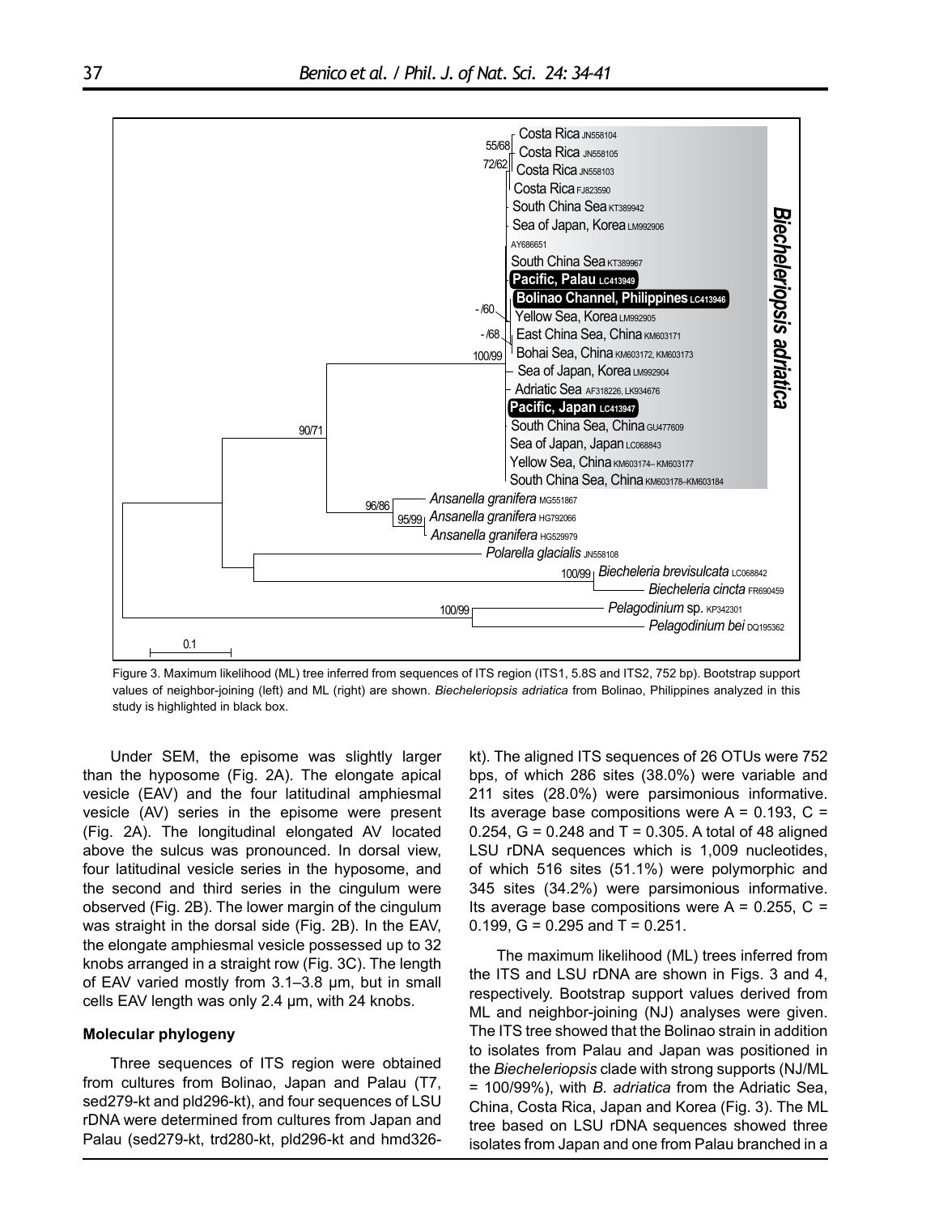Figure 3. Maximum likelihood (ML) tree inferred from sequences of ITS region (ITS1, 5.8S and ITS2, 752 bp). Bootstrap support values of neighbor-joining (left) and ML (right) are shown. *Biecheleriopsis adriatica* from Bolinao, Philippines analyzed in this study is highlighted in black box.

Under SEM, the episome was slightly larger than the hyposome (Fig. 2A). The elongate apical vesicle (EAV) and the four latitudinal amphiesmal vesicle (AV) series in the episome were present (Fig. 2A). The longitudinal elongated AV located above the sulcus was pronounced. In dorsal view, four latitudinal vesicle series in the hyposome, and the second and third series in the cingulum were observed (Fig. 2B). The lower margin of the cingulum was straight in the dorsal side (Fig. 2B). In the EAV, the elongate amphiesmal vesicle possessed up to 32 knobs arranged in a straight row (Fig. 3C). The length of EAV varied mostly from 3.1–3.8 µm, but in small cells EAV length was only 2.4 µm, with 24 knobs.

**Molecular phylogeny**

Three sequences of ITS region were obtained from cultures from Bolinao, Japan and Palau (T7, sed279-kt and pld296-kt), and four sequences of LSU rDNA were determined from cultures from Japan and Palau (sed279-kt, trd280-kt, pld296-kt and hmd326-kt). The aligned ITS sequences of 26 OTUs were 752 bps, of which 286 sites (38.0%) were variable and 211 sites (28.0%) were parsimonious informative. Its average base compositions were A = 0.193, C = 0.254, G = 0.248 and T = 0.305. A total of 48 aligned LSU rDNA sequences which is 1,009 nucleotides, of which 516 sites (51.1%) were polymorphic and 345 sites (34.2%) were parsimonious informative. Its average base compositions were A = 0.255, C = 0.199, G = 0.295 and T = 0.251.

The maximum likelihood (ML) trees inferred from the ITS and LSU rDNA are shown in Figs. 3 and 4, respectively. Bootstrap support values derived from ML and neighbor-joining (NJ) analyses were given. The ITS tree showed that the Bolinao strain in addition to isolates from Palau and Japan was positioned in the *Biecheleriopsis* clade with strong supports (NJ/ML = 100/99%), with *B. adriatica* from the Adriatic Sea, China, Costa Rica, Japan and Korea (Fig. 3). The ML tree based on LSU rDNA sequences showed three isolates from Japan and one from Palau branched in a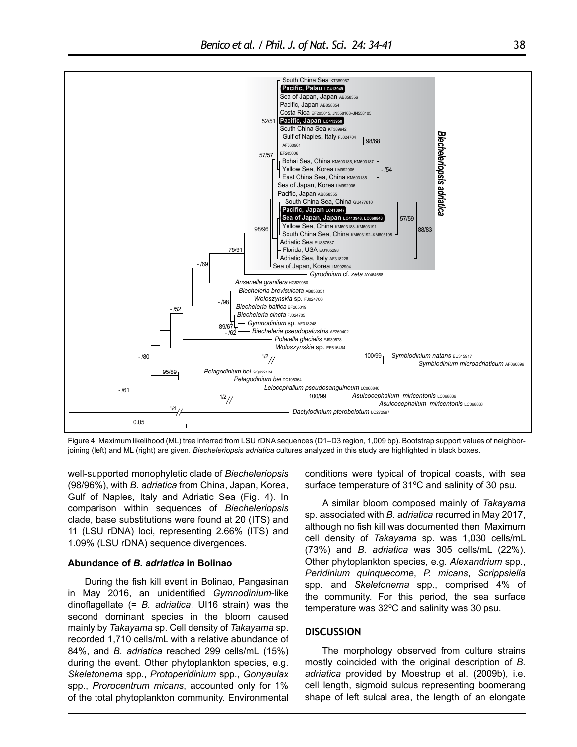Figure 4. Maximum likelihood (ML) tree inferred from LSU rDNA sequences (D1–D3 region, 1,009 bp). Bootstrap support values of neighbor-joining (left) and ML (right) are given. *Biecheleriopsis adriatica* cultures analyzed in this study are highlighted in black boxes.

well-supported monophyletic clade of *Biecheleriopsis* (98/96%), with *B. adriatica* from China, Japan, Korea, Gulf of Naples, Italy and Adriatic Sea (Fig. 4). In comparison within sequences of *Biecheleriopsis* clade, base substitutions were found at 20 (ITS) and 11 (LSU rDNA) loci, representing 2.66% (ITS) and 1.09% (LSU rDNA) sequence divergences.

**Abundance of *B. adriatica* in Bolinao**

During the fish kill event in Bolinao, Pangasinan in May 2016, an unidentified *Gymnodinium*-like dinoflagellate (= *B. adriatica*, UI16 strain) was the second dominant species in the bloom caused mainly by *Takayama* sp. Cell density of *Takayama* sp. recorded 1,710 cells/mL with a relative abundance of 84%, and *B. adriatica* reached 299 cells/mL (15%) during the event. Other phytoplankton species, e.g. *Skeletonema* spp., *Protoperidinium* spp., *Gonyaulax* spp., *Prorocentrum micans*, accounted only for 1% of the total phytoplankton community. Environmental conditions were typical of tropical coasts, with sea surface temperature of 31ºC and salinity of 30 psu.

A similar bloom composed mainly of *Takayama* sp. associated with *B. adriatica* recurred in May 2017, although no fish kill was documented then. Maximum cell density of *Takayama* sp. was 1,030 cells/mL (73%) and *B. adriatica* was 305 cells/mL (22%). Other phytoplankton species, e.g. *Alexandrium* spp., *Peridinium quinquecorne*, *P. micans*, *Scrippsiella* spp. and *Skeletonema* spp., comprised 4% of the community. For this period, the sea surface temperature was 32ºC and salinity was 30 psu.

## DISCUSSION

The morphology observed from culture strains mostly coincided with the original description of *B. adriatica* provided by Moestrup et al. (2009b), i.e. cell length, sigmoid sulcus representing boomerang shape of left sulcal area, the length of an elongate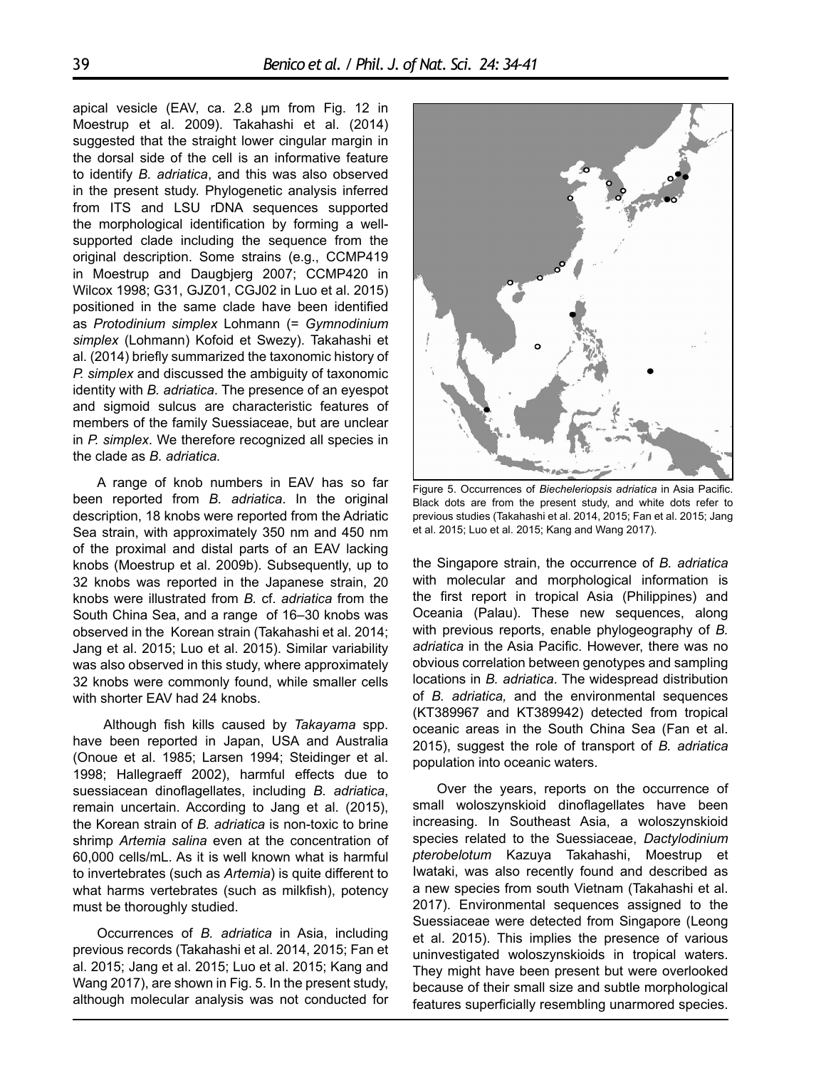apical vesicle (EAV, ca. 2.8 μm from Fig. 12 in Moestrup et al. 2009). Takahashi et al. (2014) suggested that the straight lower cingular margin in the dorsal side of the cell is an informative feature to identify *B. adriatica*, and this was also observed in the present study. Phylogenetic analysis inferred from ITS and LSU rDNA sequences supported the morphological identification by forming a well-supported clade including the sequence from the original description. Some strains (e.g., CCMP419 in Moestrup and Daugbjerg 2007; CCMP420 in Wilcox 1998; G31, GJZ01, CGJ02 in Luo et al. 2015) positioned in the same clade have been identified as *Protodinium simplex* Lohmann (= *Gymnodinium simplex* (Lohmann) Kofoid et Swezy). Takahashi et al. (2014) briefly summarized the taxonomic history of *P. simplex* and discussed the ambiguity of taxonomic identity with *B. adriatica*. The presence of an eyespot and sigmoid sulcus are characteristic features of members of the family Suessiaceae, but are unclear in *P. simplex*. We therefore recognized all species in the clade as *B. adriatica.*

A range of knob numbers in EAV has so far been reported from *B. adriatica*. In the original description, 18 knobs were reported from the Adriatic Sea strain, with approximately 350 nm and 450 nm of the proximal and distal parts of an EAV lacking knobs (Moestrup et al. 2009b). Subsequently, up to 32 knobs was reported in the Japanese strain, 20 knobs were illustrated from *B.* cf. *adriatica* from the South China Sea, and a range of 16–30 knobs was observed in the Korean strain (Takahashi et al. 2014; Jang et al. 2015; Luo et al. 2015). Similar variability was also observed in this study, where approximately 32 knobs were commonly found, while smaller cells with shorter EAV had 24 knobs.

Although fish kills caused by *Takayama* spp. have been reported in Japan, USA and Australia (Onoue et al. 1985; Larsen 1994; Steidinger et al. 1998; Hallegraeff 2002), harmful effects due to suessiacean dinoflagellates, including *B. adriatica*, remain uncertain. According to Jang et al. (2015), the Korean strain of *B. adriatica* is non-toxic to brine shrimp *Artemia salina* even at the concentration of 60,000 cells/mL. As it is well known what is harmful to invertebrates (such as *Artemia*) is quite different to what harms vertebrates (such as milkfish), potency must be thoroughly studied.

Occurrences of *B. adriatica* in Asia, including previous records (Takahashi et al. 2014, 2015; Fan et al. 2015; Jang et al. 2015; Luo et al. 2015; Kang and Wang 2017), are shown in Fig. 5. In the present study, although molecular analysis was not conducted for the Singapore strain, the occurrence of *B. adriatica* with molecular and morphological information is the first report in tropical Asia (Philippines) and Oceania (Palau). These new sequences, along with previous reports, enable phylogeography of *B. adriatica* in the Asia Pacific. However, there was no obvious correlation between genotypes and sampling locations in *B. adriatica*. The widespread distribution of *B. adriatica,* and the environmental sequences (KT389967 and KT389942) detected from tropical oceanic areas in the South China Sea (Fan et al. 2015), suggest the role of transport of *B. adriatica* population into oceanic waters.

Figure 5. Occurrences of *Biecheleriopsis adriatica* in Asia Pacific. Black dots are from the present study, and white dots refer to previous studies (Takahashi et al. 2014, 2015; Fan et al. 2015; Jang et al. 2015; Luo et al. 2015; Kang and Wang 2017).

Over the years, reports on the occurrence of small woloszynskioid dinoflagellates have been increasing. In Southeast Asia, a woloszynskioid species related to the Suessiaceae, *Dactylodinium pterobelotum* Kazuya Takahashi, Moestrup et Iwataki, was also recently found and described as a new species from south Vietnam (Takahashi et al. 2017). Environmental sequences assigned to the Suessiaceae were detected from Singapore (Leong et al. 2015). This implies the presence of various uninvestigated woloszynskioids in tropical waters. They might have been present but were overlooked because of their small size and subtle morphological features superficially resembling unarmored species.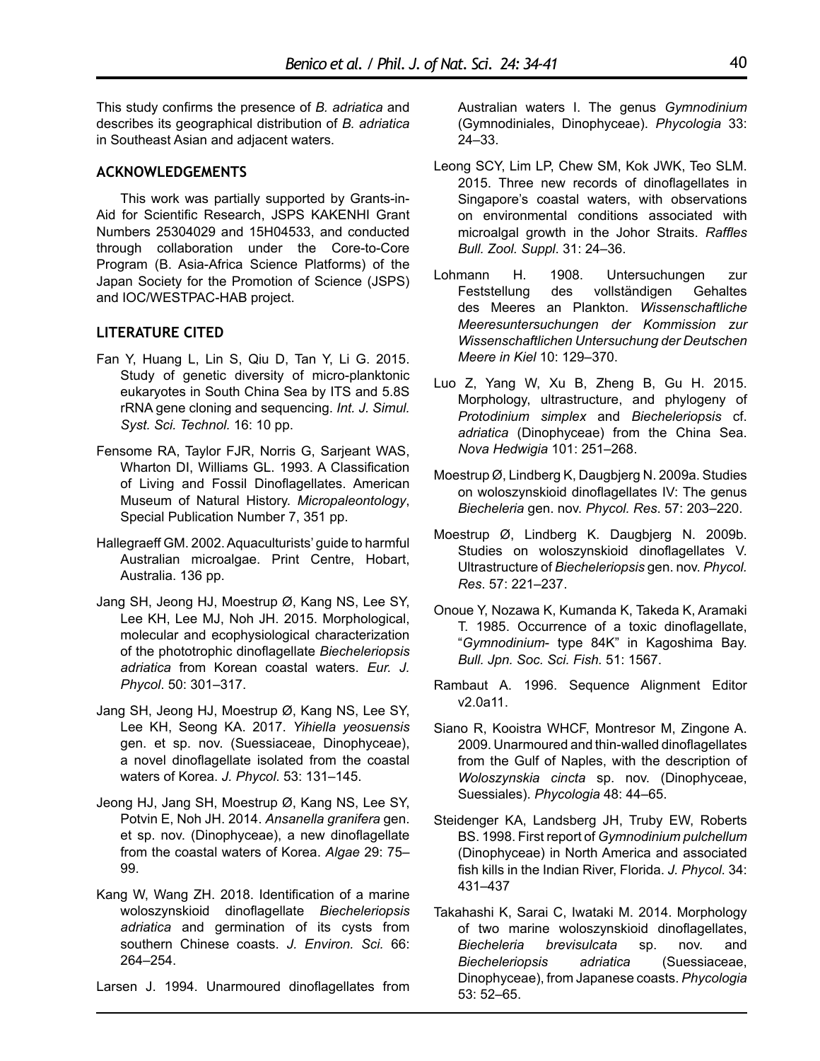This study confirms the presence of *B. adriatica* and describes its geographical distribution of *B. adriatica* in Southeast Asian and adjacent waters.

## ACKNOWLEDGEMENTS

This work was partially supported by Grants-in-Aid for Scientific Research, JSPS KAKENHI Grant Numbers 25304029 and 15H04533, and conducted through collaboration under the Core-to-Core Program (B. Asia-Africa Science Platforms) of the Japan Society for the Promotion of Science (JSPS) and IOC/WESTPAC-HAB project.

## LITERATURE CITED

Fan Y, Huang L, Lin S, Qiu D, Tan Y, Li G. 2015. Study of genetic diversity of micro-planktonic eukaryotes in South China Sea by ITS and 5.8S rRNA gene cloning and sequencing. *Int. J. Simul. Syst. Sci. Technol.* 16: 10 pp.

Fensome RA, Taylor FJR, Norris G, Sarjeant WAS, Wharton DI, Williams GL. 1993. A Classification of Living and Fossil Dinoflagellates. American Museum of Natural History. *Micropaleontology*, Special Publication Number 7, 351 pp.

Hallegraeff GM. 2002. Aquaculturists' guide to harmful Australian microalgae. Print Centre, Hobart, Australia. 136 pp.

Jang SH, Jeong HJ, Moestrup Ø, Kang NS, Lee SY, Lee KH, Lee MJ, Noh JH. 2015. Morphological, molecular and ecophysiological characterization of the phototrophic dinoflagellate *Biecheleriopsis adriatica* from Korean coastal waters. *Eur. J. Phycol*. 50: 301–317.

Jang SH, Jeong HJ, Moestrup Ø, Kang NS, Lee SY, Lee KH, Seong KA. 2017. *Yihiella yeosuensis* gen. et sp. nov. (Suessiaceae, Dinophyceae), a novel dinoflagellate isolated from the coastal waters of Korea. *J. Phycol*. 53: 131–145.

Jeong HJ, Jang SH, Moestrup Ø, Kang NS, Lee SY, Potvin E, Noh JH. 2014. *Ansanella granifera* gen. et sp. nov. (Dinophyceae), a new dinoflagellate from the coastal waters of Korea. *Algae* 29: 75–99.

Kang W, Wang ZH. 2018. Identification of a marine woloszynskioid dinoflagellate *Biecheleriopsis adriatica* and germination of its cysts from southern Chinese coasts. *J. Environ. Sci.* 66: 264–254.

Larsen J. 1994. Unarmoured dinoflagellates from Australian waters I. The genus *Gymnodinium* (Gymnodiniales, Dinophyceae). *Phycologia* 33: 24–33.

Leong SCY, Lim LP, Chew SM, Kok JWK, Teo SLM. 2015. Three new records of dinoflagellates in Singapore's coastal waters, with observations on environmental conditions associated with microalgal growth in the Johor Straits. *Raffles Bull. Zool. Suppl*. 31: 24–36.

Lohmann H. 1908. Untersuchungen zur Feststellung des vollständigen Gehaltes des Meeres an Plankton. *Wissenschaftliche Meeresuntersuchungen der Kommission zur Wissenschaftlichen Untersuchung der Deutschen Meere in Kiel* 10: 129–370.

Luo Z, Yang W, Xu B, Zheng B, Gu H. 2015. Morphology, ultrastructure, and phylogeny of *Protodinium simplex* and *Biecheleriopsis* cf. *adriatica* (Dinophyceae) from the China Sea. *Nova Hedwigia* 101: 251–268.

Moestrup Ø, Lindberg K, Daugbjerg N. 2009a. Studies on woloszynskioid dinoflagellates IV: The genus *Biecheleria* gen. nov. *Phycol. Res*. 57: 203–220.

Moestrup Ø, Lindberg K. Daugbjerg N. 2009b. Studies on woloszynskioid dinoflagellates V. Ultrastructure of *Biecheleriopsis* gen. nov. *Phycol. Res*. 57: 221–237.

Onoue Y, Nozawa K, Kumanda K, Takeda K, Aramaki T. 1985. Occurrence of a toxic dinoflagellate, "*Gymnodinium*- type 84K" in Kagoshima Bay. *Bull. Jpn. Soc. Sci. Fish.* 51: 1567.

Rambaut A. 1996. Sequence Alignment Editor v2.0a11.

Siano R, Kooistra WHCF, Montresor M, Zingone A. 2009. Unarmoured and thin-walled dinoflagellates from the Gulf of Naples, with the description of *Woloszynskia cincta* sp. nov. (Dinophyceae, Suessiales). *Phycologia* 48: 44–65.

Steidenger KA, Landsberg JH, Truby EW, Roberts BS. 1998. First report of *Gymnodinium pulchellum* (Dinophyceae) in North America and associated fish kills in the Indian River, Florida. *J. Phycol*. 34: 431–437

Takahashi K, Sarai C, Iwataki M. 2014. Morphology of two marine woloszynskioid dinoflagellates, *Biecheleria brevisulcata* sp. nov. and *Biecheleriopsis adriatica* (Suessiaceae, Dinophyceae), from Japanese coasts. *Phycologia* 53: 52–65.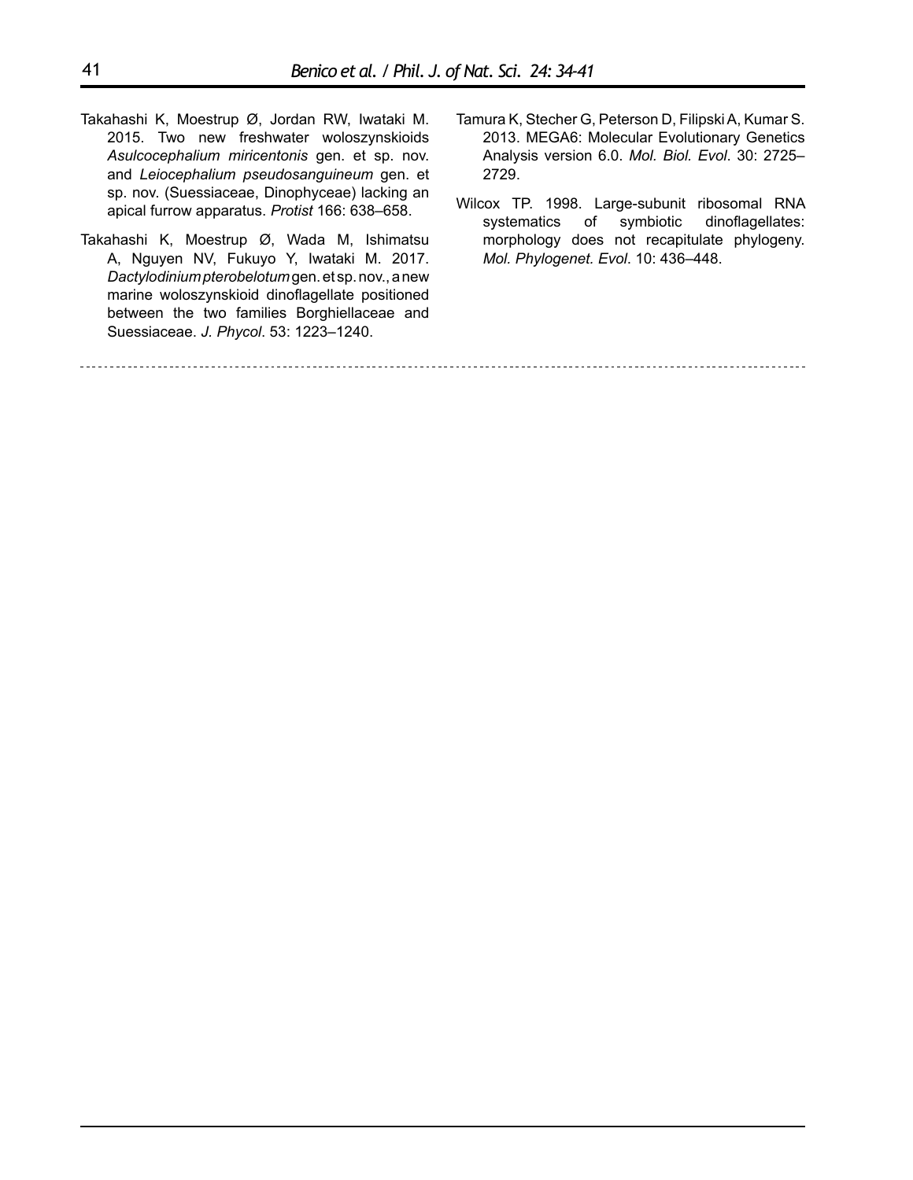Takahashi K, Moestrup Ø, Jordan RW, Iwataki M. 2015. Two new freshwater woloszynskioids *Asulcocephalium miricentonis* gen. et sp. nov. and *Leiocephalium pseudosanguineum* gen. et sp. nov. (Suessiaceae, Dinophyceae) lacking an apical furrow apparatus. *Protist* 166: 638–658.

Takahashi K, Moestrup Ø, Wada M, Ishimatsu A, Nguyen NV, Fukuyo Y, Iwataki M. 2017. *Dactylodinium pterobelotum* gen. et sp. nov., a new marine woloszynskioid dinoflagellate positioned between the two families Borghiellaceae and Suessiaceae. *J. Phycol*. 53: 1223–1240.

Tamura K, Stecher G, Peterson D, Filipski A, Kumar S. 2013. MEGA6: Molecular Evolutionary Genetics Analysis version 6.0. *Mol. Biol. Evol*. 30: 2725–2729.

Wilcox TP. 1998. Large-subunit ribosomal RNA systematics of symbiotic dinoflagellates: morphology does not recapitulate phylogeny. *Mol. Phylogenet. Evol*. 10: 436–448.